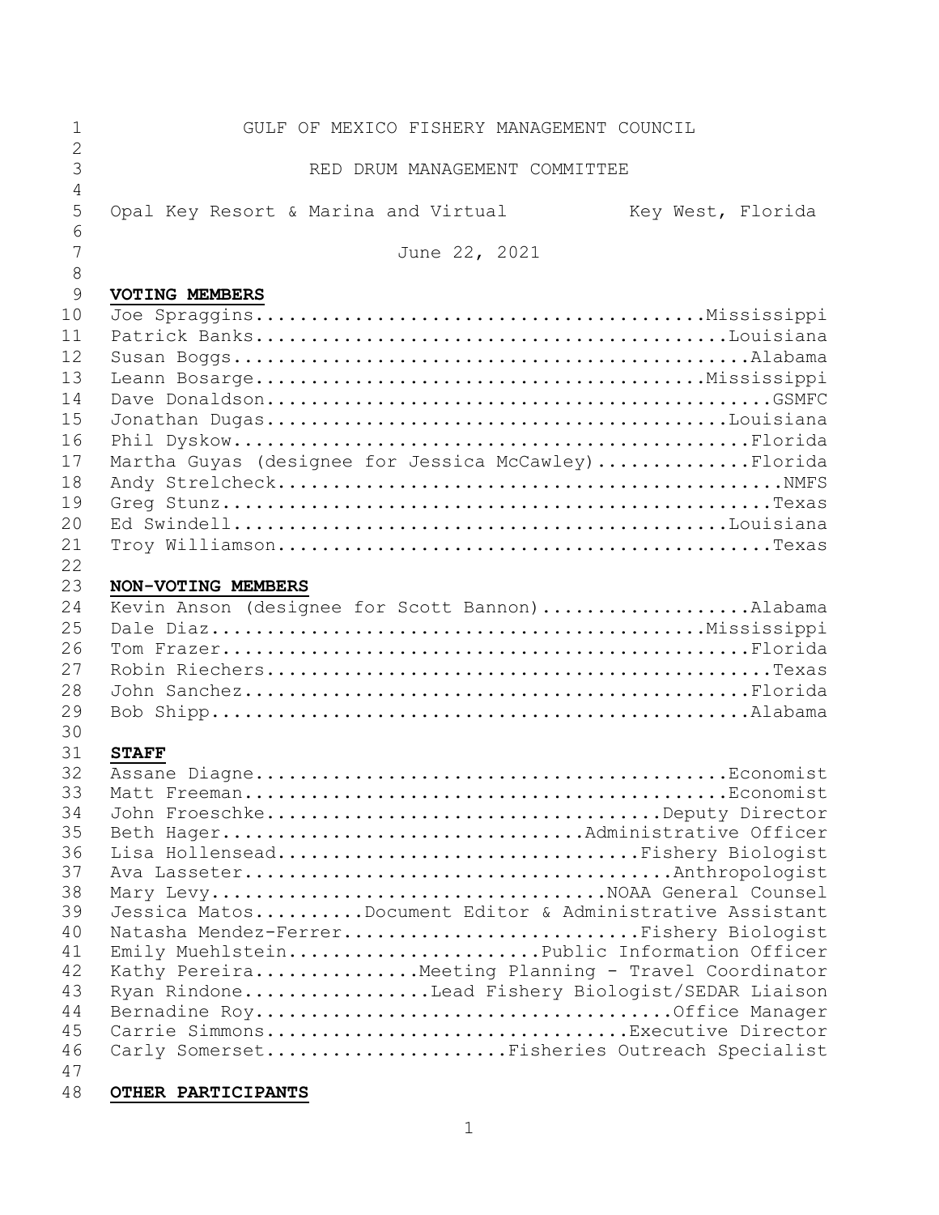GULF OF MEXICO FISHERY MANAGEMENT COUNCIL

RED DRUM MANAGEMENT COMMITTEE

Opal Key Resort & Marina and Virtual Key West, Florida

June 22, 2021

**VOTING MEMBERS**

Joe Spraggins..........................................Mississippi
Patrick Banks............................................Louisiana
Susan Boggs................................................Alabama
Leann Bosarge..........................................Mississippi
Dave Donaldson...............................................GSMFC
Jonathan Dugas...........................................Louisiana
Phil Dyskow................................................Florida
Martha Guyas (designee for Jessica McCawley)..............Florida
Andy Strelcheck...............................................NMFS
Greg Stunz...................................................Texas
Ed Swindell..............................................Louisiana
Troy Williamson..............................................Texas

**NON-VOTING MEMBERS**

Kevin Anson (designee for Scott Bannon)...................Alabama
Dale Diaz..............................................Mississippi
Tom Frazer.................................................Florida
Robin Riechers...............................................Texas
John Sanchez...............................................Florida
Bob Shipp..................................................Alabama

**STAFF**

Assane Diagne............................................Economist
Matt Freeman.............................................Economist
John Froeschke......................................Deputy Director
Beth Hager................................Administrative Officer
Lisa Hollensead.................................Fishery Biologist
Ava Lasseter.........................................Anthropologist
Mary Levy...................................NOAA General Counsel
Jessica Matos..........Document Editor & Administrative Assistant
Natasha Mendez-Ferrer...........................Fishery Biologist
Emily Muehlstein.......................Public Information Officer
Kathy Pereira...............Meeting Planning - Travel Coordinator
Ryan Rindone.................Lead Fishery Biologist/SEDAR Liaison
Bernadine Roy.......................................Office Manager
Carrie Simmons..................................Executive Director
Carly Somerset......................Fisheries Outreach Specialist

**OTHER PARTICIPANTS**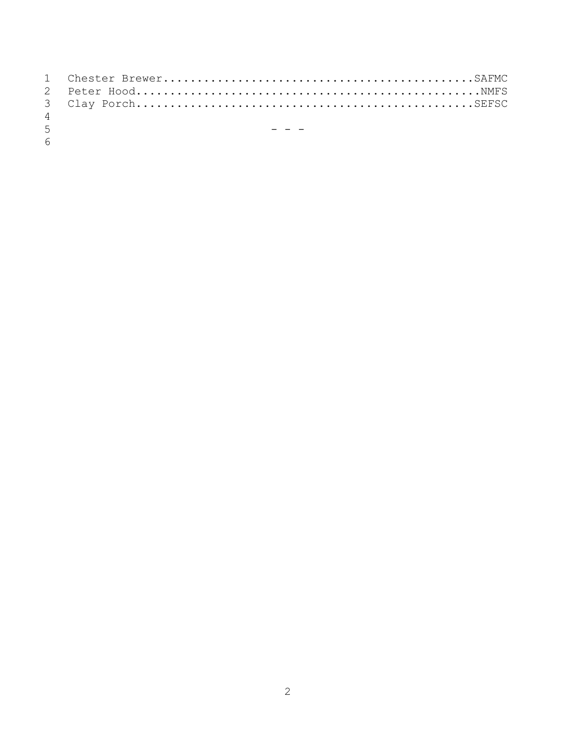Chester Brewer..............................................SAFMC
Peter Hood..................................................NMFS
Clay Porch..................................................SEFSC

- - -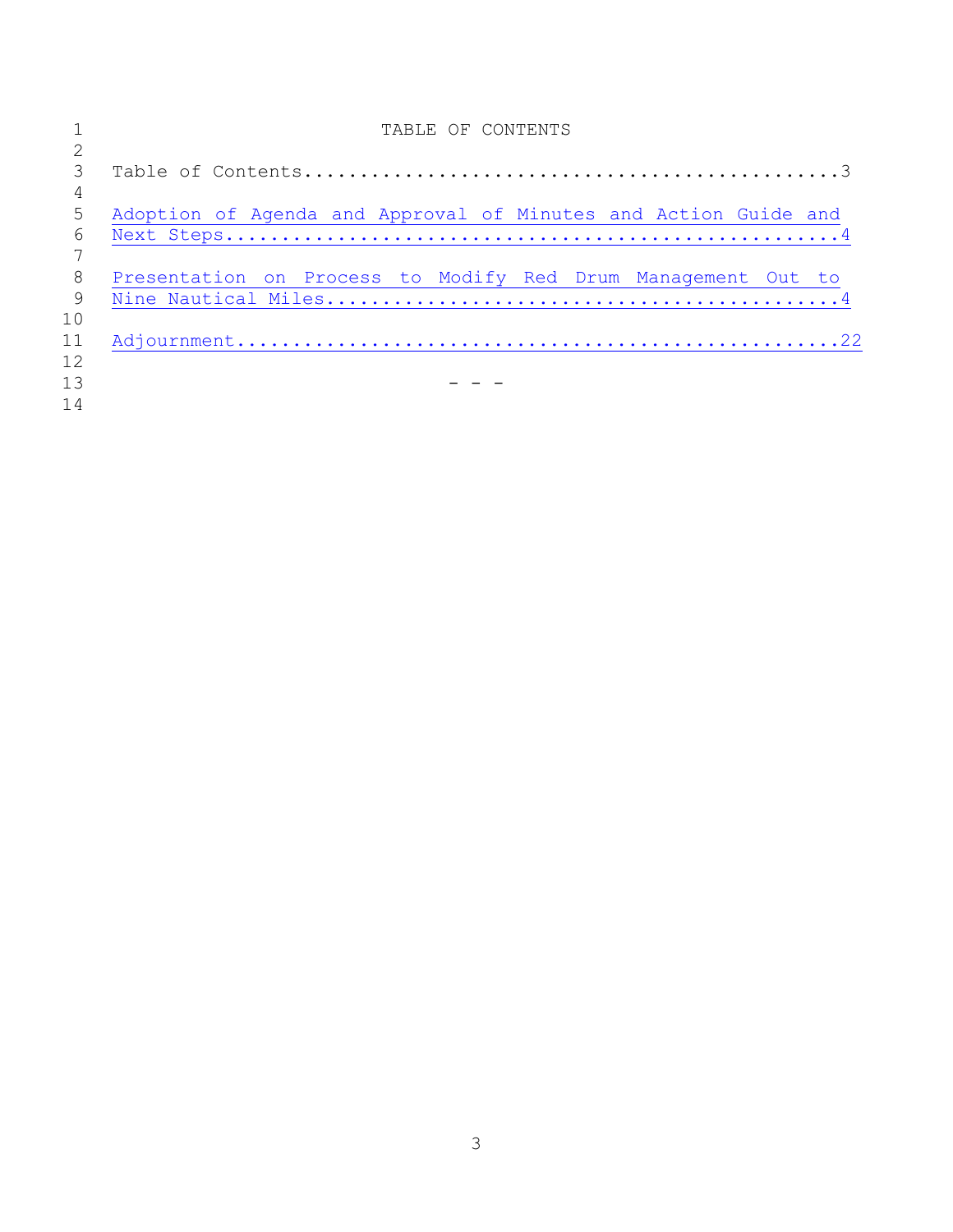# TABLE OF CONTENTS

Table of Contents....................................................3

Adoption of Agenda and Approval of Minutes and Action Guide and Next Steps....................................................4

Presentation on Process to Modify Red Drum Management Out to Nine Nautical Miles....................................................4

Adjournment....................................................22

\- - -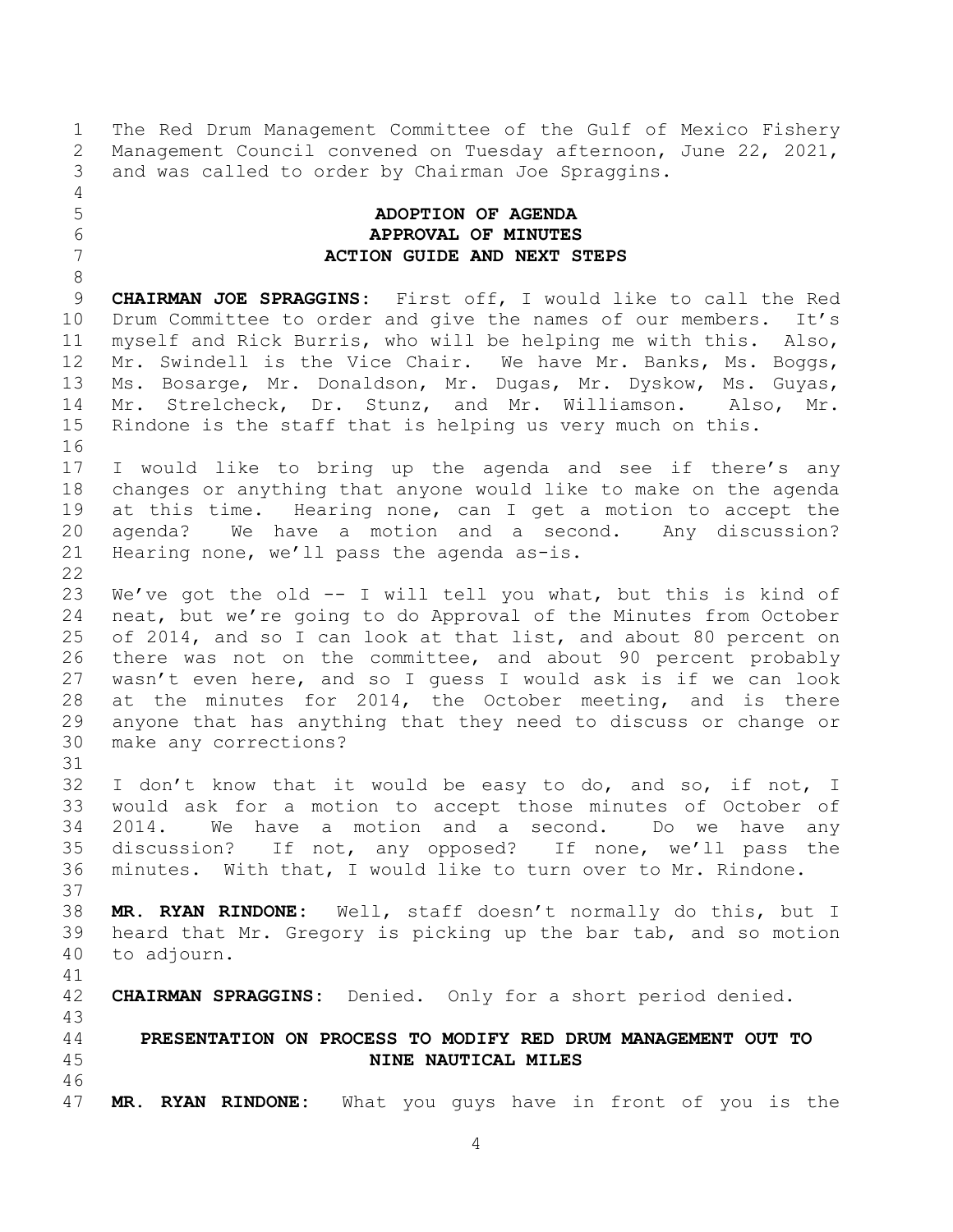The Red Drum Management Committee of the Gulf of Mexico Fishery Management Council convened on Tuesday afternoon, June 22, 2021, and was called to order by Chairman Joe Spraggins.

## ADOPTION OF AGENDA
## APPROVAL OF MINUTES
## ACTION GUIDE AND NEXT STEPS

**CHAIRMAN JOE SPRAGGINS:** First off, I would like to call the Red Drum Committee to order and give the names of our members. It's myself and Rick Burris, who will be helping me with this. Also, Mr. Swindell is the Vice Chair. We have Mr. Banks, Ms. Boggs, Ms. Bosarge, Mr. Donaldson, Mr. Dugas, Mr. Dyskow, Ms. Guyas, Mr. Strelcheck, Dr. Stunz, and Mr. Williamson. Also, Mr. Rindone is the staff that is helping us very much on this.

I would like to bring up the agenda and see if there's any changes or anything that anyone would like to make on the agenda at this time. Hearing none, can I get a motion to accept the agenda? We have a motion and a second. Any discussion? Hearing none, we'll pass the agenda as-is.

We've got the old -- I will tell you what, but this is kind of neat, but we're going to do Approval of the Minutes from October of 2014, and so I can look at that list, and about 80 percent on there was not on the committee, and about 90 percent probably wasn't even here, and so I guess I would ask is if we can look at the minutes for 2014, the October meeting, and is there anyone that has anything that they need to discuss or change or make any corrections?

I don't know that it would be easy to do, and so, if not, I would ask for a motion to accept those minutes of October of 2014. We have a motion and a second. Do we have any discussion? If not, any opposed? If none, we'll pass the minutes. With that, I would like to turn over to Mr. Rindone.

**MR. RYAN RINDONE:** Well, staff doesn't normally do this, but I heard that Mr. Gregory is picking up the bar tab, and so motion to adjourn.

**CHAIRMAN SPRAGGINS:** Denied. Only for a short period denied.

## PRESENTATION ON PROCESS TO MODIFY RED DRUM MANAGEMENT OUT TO NINE NAUTICAL MILES

**MR. RYAN RINDONE:** What you guys have in front of you is the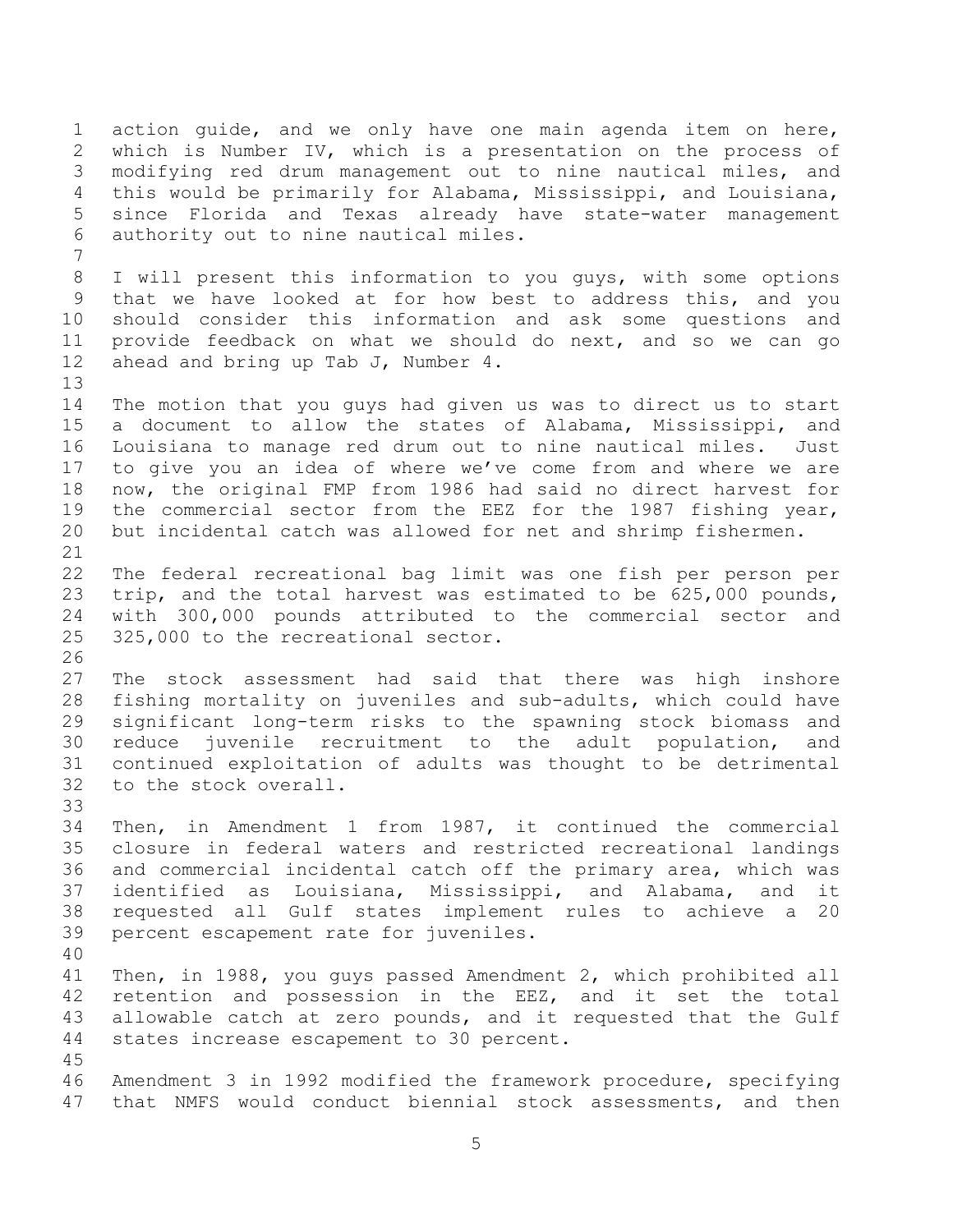action guide, and we only have one main agenda item on here, which is Number IV, which is a presentation on the process of modifying red drum management out to nine nautical miles, and this would be primarily for Alabama, Mississippi, and Louisiana, since Florida and Texas already have state-water management authority out to nine nautical miles.

I will present this information to you guys, with some options that we have looked at for how best to address this, and you should consider this information and ask some questions and provide feedback on what we should do next, and so we can go ahead and bring up Tab J, Number 4.

The motion that you guys had given us was to direct us to start a document to allow the states of Alabama, Mississippi, and Louisiana to manage red drum out to nine nautical miles. Just to give you an idea of where we've come from and where we are now, the original FMP from 1986 had said no direct harvest for the commercial sector from the EEZ for the 1987 fishing year, but incidental catch was allowed for net and shrimp fishermen.

The federal recreational bag limit was one fish per person per trip, and the total harvest was estimated to be 625,000 pounds, with 300,000 pounds attributed to the commercial sector and 325,000 to the recreational sector.

The stock assessment had said that there was high inshore fishing mortality on juveniles and sub-adults, which could have significant long-term risks to the spawning stock biomass and reduce juvenile recruitment to the adult population, and continued exploitation of adults was thought to be detrimental to the stock overall.

Then, in Amendment 1 from 1987, it continued the commercial closure in federal waters and restricted recreational landings and commercial incidental catch off the primary area, which was identified as Louisiana, Mississippi, and Alabama, and it requested all Gulf states implement rules to achieve a 20 percent escapement rate for juveniles.

Then, in 1988, you guys passed Amendment 2, which prohibited all retention and possession in the EEZ, and it set the total allowable catch at zero pounds, and it requested that the Gulf states increase escapement to 30 percent.

Amendment 3 in 1992 modified the framework procedure, specifying that NMFS would conduct biennial stock assessments, and then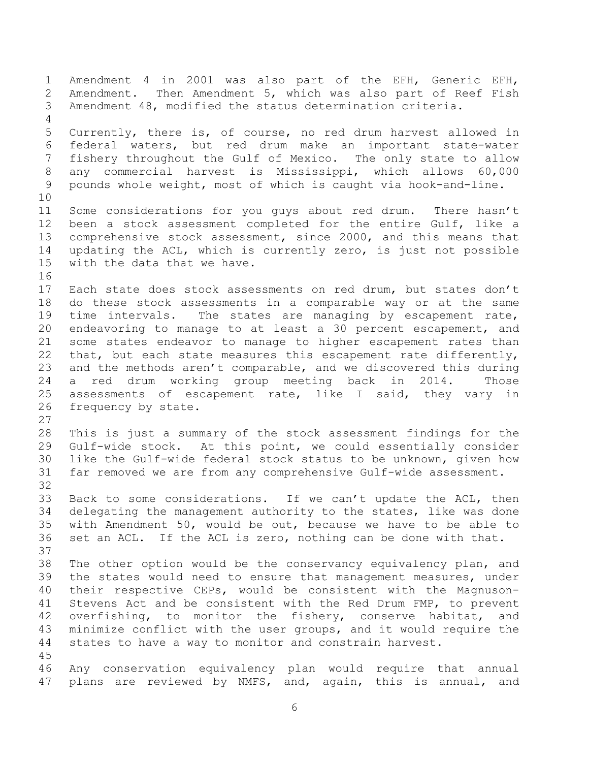Amendment 4 in 2001 was also part of the EFH, Generic EFH, Amendment. Then Amendment 5, which was also part of Reef Fish Amendment 48, modified the status determination criteria.

Currently, there is, of course, no red drum harvest allowed in federal waters, but red drum make an important state-water fishery throughout the Gulf of Mexico. The only state to allow any commercial harvest is Mississippi, which allows 60,000 pounds whole weight, most of which is caught via hook-and-line.

Some considerations for you guys about red drum. There hasn't been a stock assessment completed for the entire Gulf, like a comprehensive stock assessment, since 2000, and this means that updating the ACL, which is currently zero, is just not possible with the data that we have.

Each state does stock assessments on red drum, but states don't do these stock assessments in a comparable way or at the same time intervals. The states are managing by escapement rate, endeavoring to manage to at least a 30 percent escapement, and some states endeavor to manage to higher escapement rates than that, but each state measures this escapement rate differently, and the methods aren't comparable, and we discovered this during a red drum working group meeting back in 2014. Those assessments of escapement rate, like I said, they vary in frequency by state.

This is just a summary of the stock assessment findings for the Gulf-wide stock. At this point, we could essentially consider like the Gulf-wide federal stock status to be unknown, given how far removed we are from any comprehensive Gulf-wide assessment.

Back to some considerations. If we can't update the ACL, then delegating the management authority to the states, like was done with Amendment 50, would be out, because we have to be able to set an ACL. If the ACL is zero, nothing can be done with that.

The other option would be the conservancy equivalency plan, and the states would need to ensure that management measures, under their respective CEPs, would be consistent with the Magnuson-Stevens Act and be consistent with the Red Drum FMP, to prevent overfishing, to monitor the fishery, conserve habitat, and minimize conflict with the user groups, and it would require the states to have a way to monitor and constrain harvest.

Any conservation equivalency plan would require that annual plans are reviewed by NMFS, and, again, this is annual, and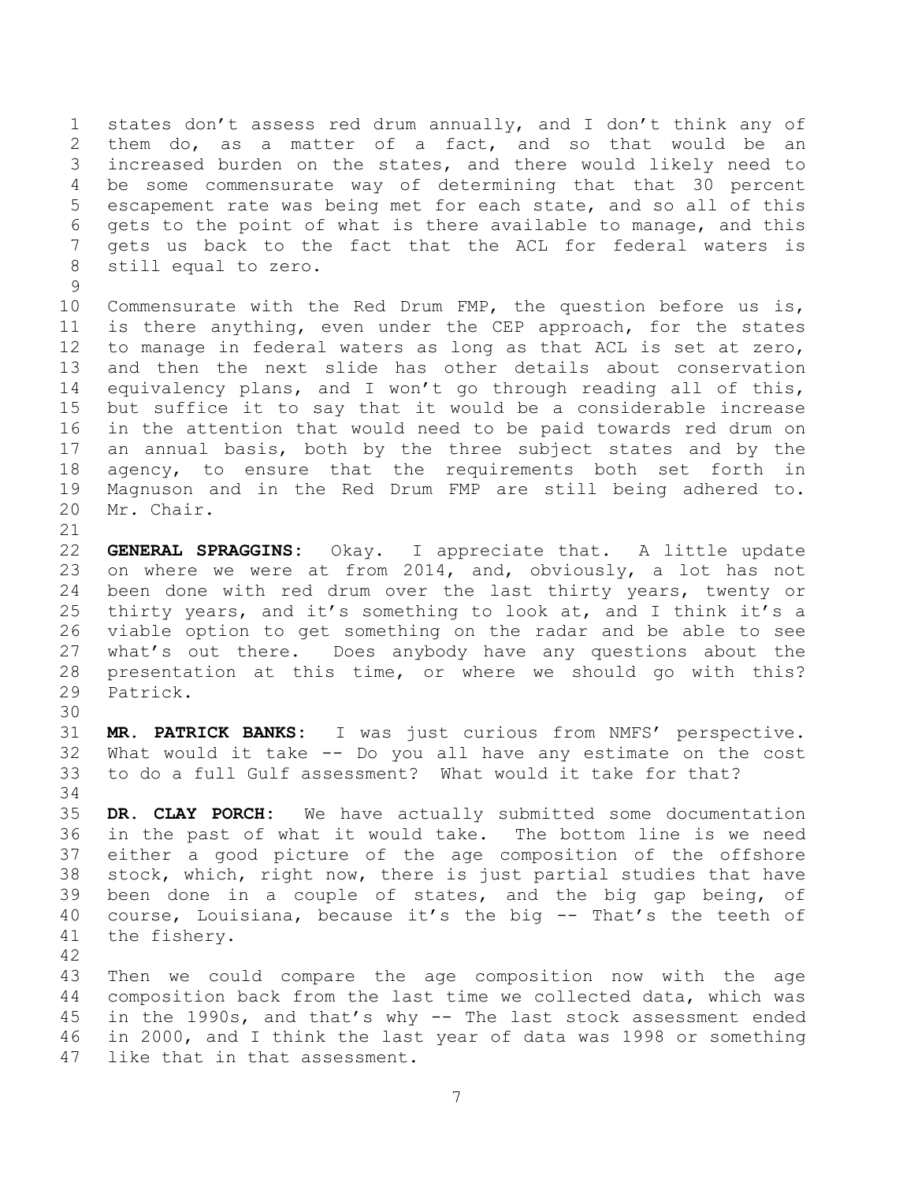states don't assess red drum annually, and I don't think any of them do, as a matter of a fact, and so that would be an increased burden on the states, and there would likely need to be some commensurate way of determining that that 30 percent escapement rate was being met for each state, and so all of this gets to the point of what is there available to manage, and this gets us back to the fact that the ACL for federal waters is still equal to zero.

Commensurate with the Red Drum FMP, the question before us is, is there anything, even under the CEP approach, for the states to manage in federal waters as long as that ACL is set at zero, and then the next slide has other details about conservation equivalency plans, and I won't go through reading all of this, but suffice it to say that it would be a considerable increase in the attention that would need to be paid towards red drum on an annual basis, both by the three subject states and by the agency, to ensure that the requirements both set forth in Magnuson and in the Red Drum FMP are still being adhered to. Mr. Chair.

**GENERAL SPRAGGINS:** Okay. I appreciate that. A little update on where we were at from 2014, and, obviously, a lot has not been done with red drum over the last thirty years, twenty or thirty years, and it's something to look at, and I think it's a viable option to get something on the radar and be able to see what's out there. Does anybody have any questions about the presentation at this time, or where we should go with this? Patrick.

**MR. PATRICK BANKS:** I was just curious from NMFS' perspective. What would it take -- Do you all have any estimate on the cost to do a full Gulf assessment? What would it take for that?

**DR. CLAY PORCH:** We have actually submitted some documentation in the past of what it would take. The bottom line is we need either a good picture of the age composition of the offshore stock, which, right now, there is just partial studies that have been done in a couple of states, and the big gap being, of course, Louisiana, because it's the big -- That's the teeth of the fishery.

Then we could compare the age composition now with the age composition back from the last time we collected data, which was in the 1990s, and that's why -- The last stock assessment ended in 2000, and I think the last year of data was 1998 or something like that in that assessment.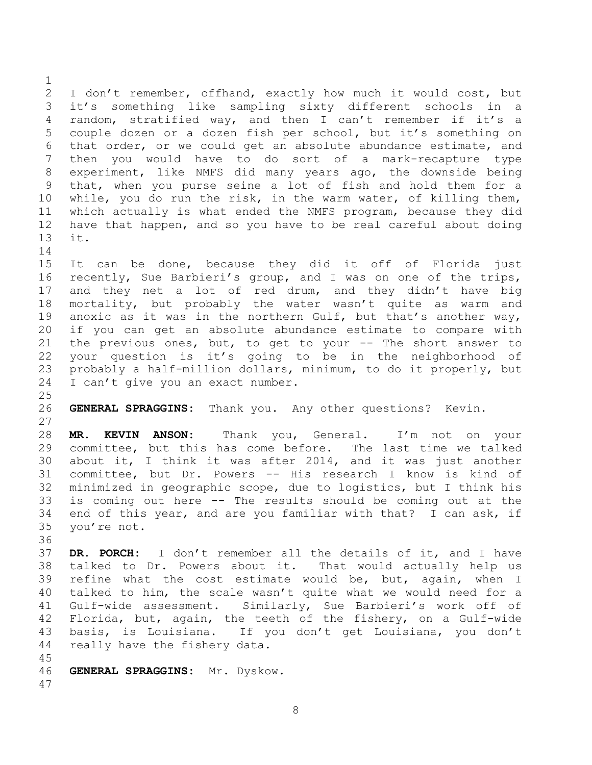I don't remember, offhand, exactly how much it would cost, but it's something like sampling sixty different schools in a random, stratified way, and then I can't remember if it's a couple dozen or a dozen fish per school, but it's something on that order, or we could get an absolute abundance estimate, and then you would have to do sort of a mark-recapture type experiment, like NMFS did many years ago, the downside being that, when you purse seine a lot of fish and hold them for a while, you do run the risk, in the warm water, of killing them, which actually is what ended the NMFS program, because they did have that happen, and so you have to be real careful about doing it.

It can be done, because they did it off of Florida just recently, Sue Barbieri's group, and I was on one of the trips, and they net a lot of red drum, and they didn't have big mortality, but probably the water wasn't quite as warm and anoxic as it was in the northern Gulf, but that's another way, if you can get an absolute abundance estimate to compare with the previous ones, but, to get to your -- The short answer to your question is it's going to be in the neighborhood of probably a half-million dollars, minimum, to do it properly, but I can't give you an exact number.

**GENERAL SPRAGGINS:** Thank you. Any other questions? Kevin.

**MR. KEVIN ANSON:** Thank you, General. I'm not on your committee, but this has come before. The last time we talked about it, I think it was after 2014, and it was just another committee, but Dr. Powers -- His research I know is kind of minimized in geographic scope, due to logistics, but I think his is coming out here -- The results should be coming out at the end of this year, and are you familiar with that? I can ask, if you're not.

**DR. PORCH:** I don't remember all the details of it, and I have talked to Dr. Powers about it. That would actually help us refine what the cost estimate would be, but, again, when I talked to him, the scale wasn't quite what we would need for a Gulf-wide assessment. Similarly, Sue Barbieri's work off of Florida, but, again, the teeth of the fishery, on a Gulf-wide basis, is Louisiana. If you don't get Louisiana, you don't really have the fishery data.

**GENERAL SPRAGGINS:** Mr. Dyskow.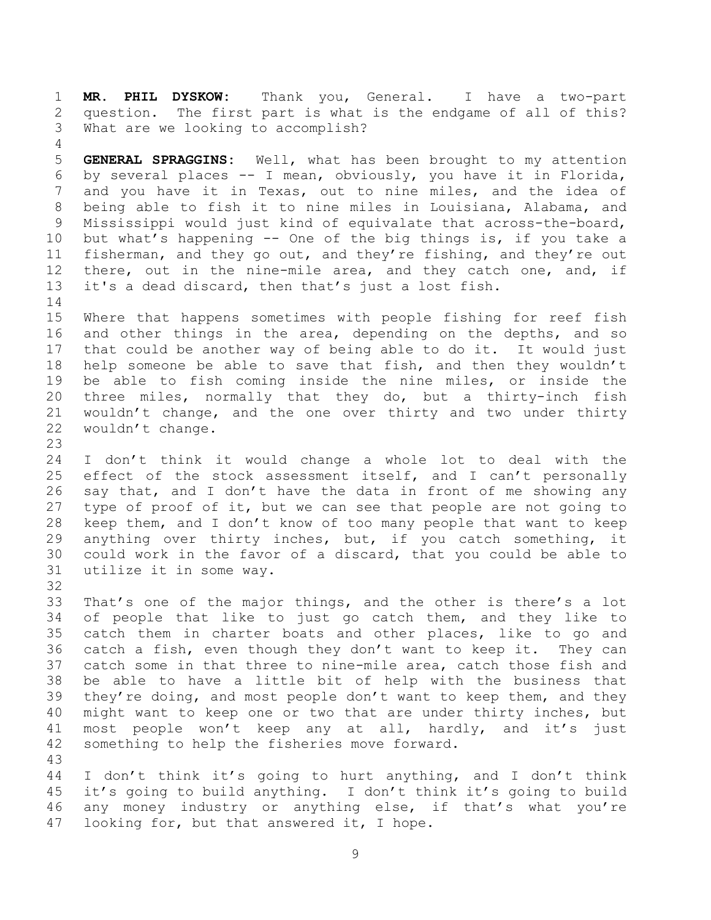**MR. PHIL DYSKOW:** Thank you, General. I have a two-part question. The first part is what is the endgame of all of this? What are we looking to accomplish?

**GENERAL SPRAGGINS:** Well, what has been brought to my attention by several places -- I mean, obviously, you have it in Florida, and you have it in Texas, out to nine miles, and the idea of being able to fish it to nine miles in Louisiana, Alabama, and Mississippi would just kind of equivalate that across-the-board, but what's happening -- One of the big things is, if you take a fisherman, and they go out, and they're fishing, and they're out there, out in the nine-mile area, and they catch one, and, if it's a dead discard, then that's just a lost fish.

Where that happens sometimes with people fishing for reef fish and other things in the area, depending on the depths, and so that could be another way of being able to do it. It would just help someone be able to save that fish, and then they wouldn't be able to fish coming inside the nine miles, or inside the three miles, normally that they do, but a thirty-inch fish wouldn't change, and the one over thirty and two under thirty wouldn't change.

I don't think it would change a whole lot to deal with the effect of the stock assessment itself, and I can't personally say that, and I don't have the data in front of me showing any type of proof of it, but we can see that people are not going to keep them, and I don't know of too many people that want to keep anything over thirty inches, but, if you catch something, it could work in the favor of a discard, that you could be able to utilize it in some way.

That's one of the major things, and the other is there's a lot of people that like to just go catch them, and they like to catch them in charter boats and other places, like to go and catch a fish, even though they don't want to keep it. They can catch some in that three to nine-mile area, catch those fish and be able to have a little bit of help with the business that they're doing, and most people don't want to keep them, and they might want to keep one or two that are under thirty inches, but most people won't keep any at all, hardly, and it's just something to help the fisheries move forward.

I don't think it's going to hurt anything, and I don't think it's going to build anything. I don't think it's going to build any money industry or anything else, if that's what you're looking for, but that answered it, I hope.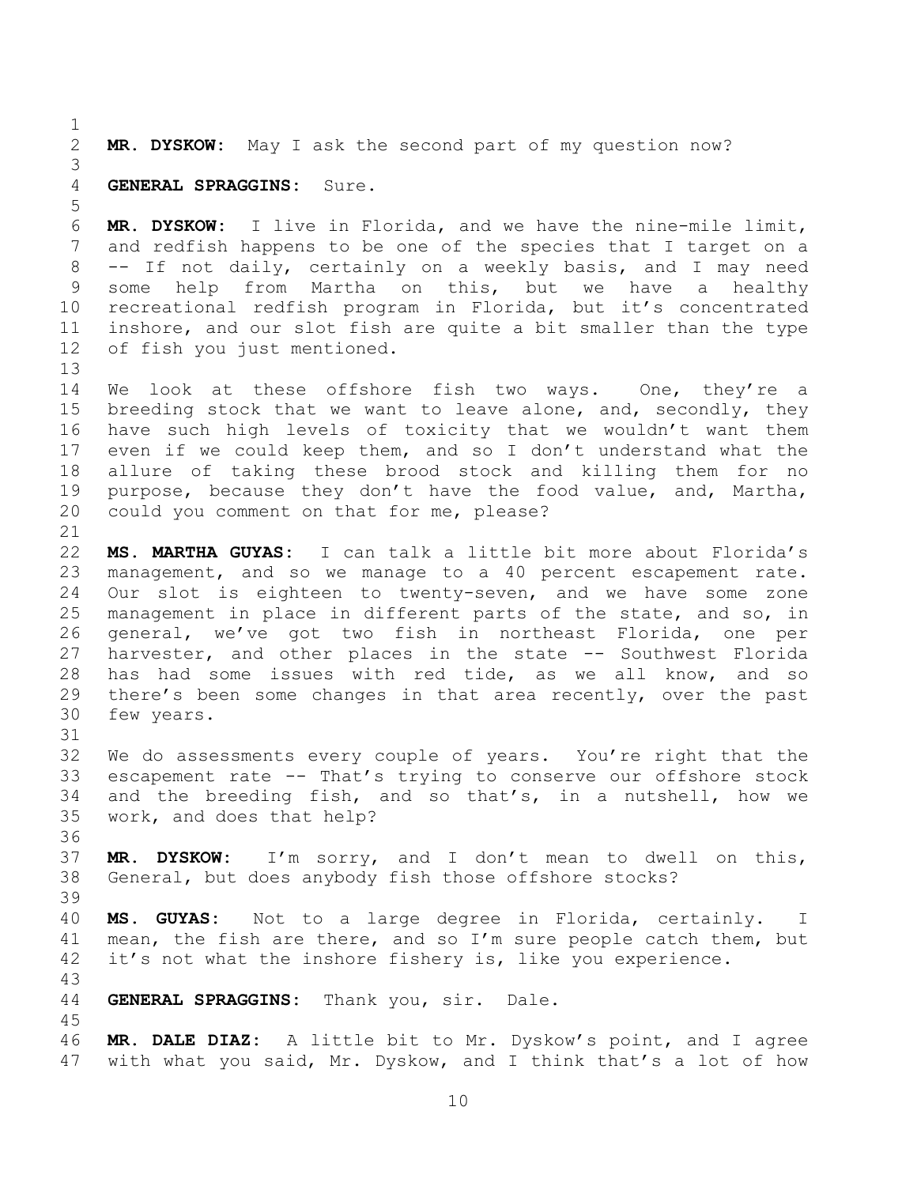**MR. DYSKOW:** May I ask the second part of my question now?

**GENERAL SPRAGGINS:** Sure.

**MR. DYSKOW:** I live in Florida, and we have the nine-mile limit, and redfish happens to be one of the species that I target on a -- If not daily, certainly on a weekly basis, and I may need some help from Martha on this, but we have a healthy recreational redfish program in Florida, but it's concentrated inshore, and our slot fish are quite a bit smaller than the type of fish you just mentioned.

We look at these offshore fish two ways. One, they're a breeding stock that we want to leave alone, and, secondly, they have such high levels of toxicity that we wouldn't want them even if we could keep them, and so I don't understand what the allure of taking these brood stock and killing them for no purpose, because they don't have the food value, and, Martha, could you comment on that for me, please?

**MS. MARTHA GUYAS:** I can talk a little bit more about Florida's management, and so we manage to a 40 percent escapement rate. Our slot is eighteen to twenty-seven, and we have some zone management in place in different parts of the state, and so, in general, we've got two fish in northeast Florida, one per harvester, and other places in the state -- Southwest Florida has had some issues with red tide, as we all know, and so there's been some changes in that area recently, over the past few years.

We do assessments every couple of years. You're right that the escapement rate -- That's trying to conserve our offshore stock and the breeding fish, and so that's, in a nutshell, how we work, and does that help?

**MR. DYSKOW:** I'm sorry, and I don't mean to dwell on this, General, but does anybody fish those offshore stocks?

**MS. GUYAS:** Not to a large degree in Florida, certainly. I mean, the fish are there, and so I'm sure people catch them, but it's not what the inshore fishery is, like you experience.

**GENERAL SPRAGGINS:** Thank you, sir. Dale.

**MR. DALE DIAZ:** A little bit to Mr. Dyskow's point, and I agree with what you said, Mr. Dyskow, and I think that's a lot of how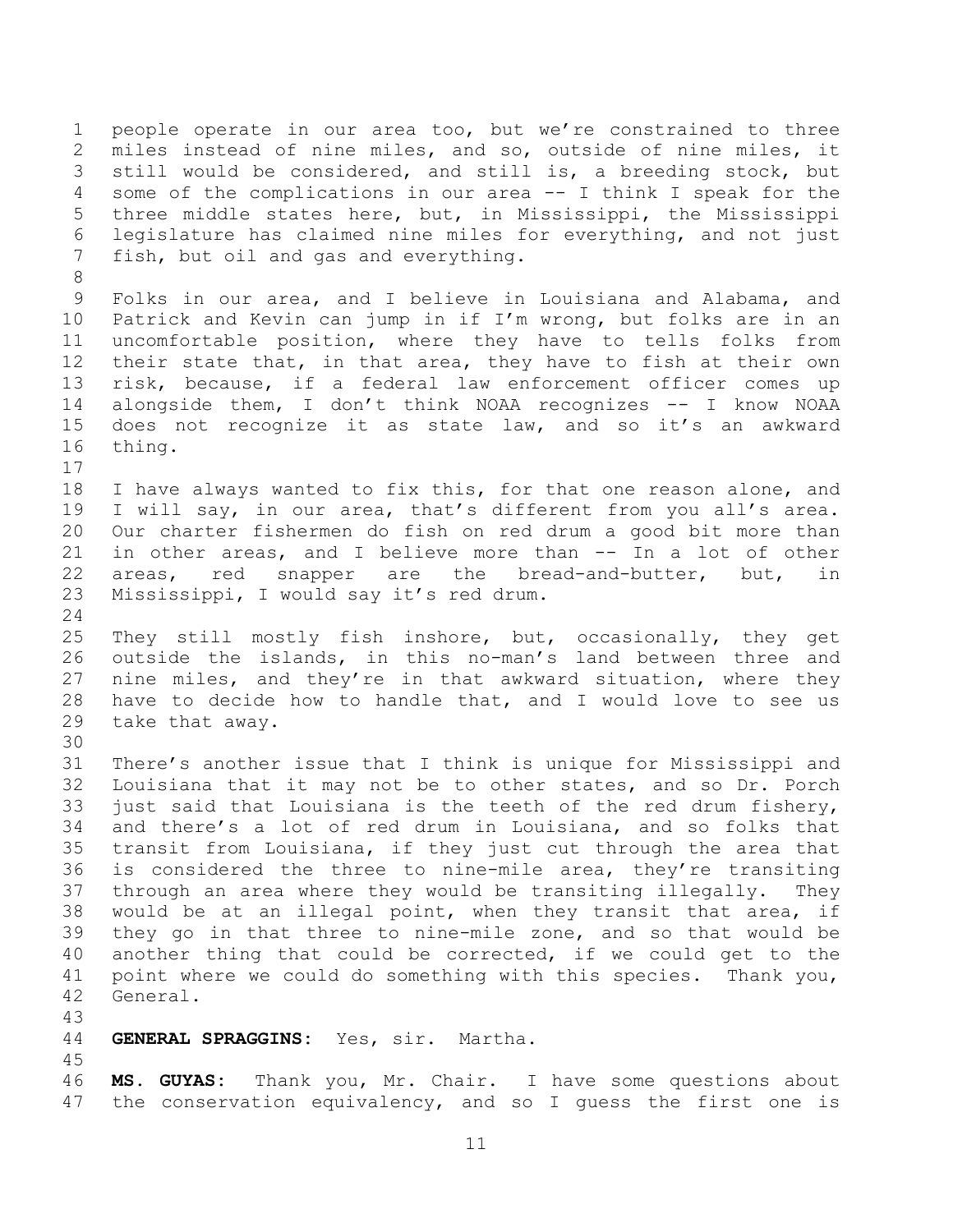people operate in our area too, but we're constrained to three miles instead of nine miles, and so, outside of nine miles, it still would be considered, and still is, a breeding stock, but some of the complications in our area -- I think I speak for the three middle states here, but, in Mississippi, the Mississippi legislature has claimed nine miles for everything, and not just fish, but oil and gas and everything.

Folks in our area, and I believe in Louisiana and Alabama, and Patrick and Kevin can jump in if I'm wrong, but folks are in an uncomfortable position, where they have to tells folks from their state that, in that area, they have to fish at their own risk, because, if a federal law enforcement officer comes up alongside them, I don't think NOAA recognizes -- I know NOAA does not recognize it as state law, and so it's an awkward thing.

I have always wanted to fix this, for that one reason alone, and I will say, in our area, that's different from you all's area. Our charter fishermen do fish on red drum a good bit more than in other areas, and I believe more than -- In a lot of other areas, red snapper are the bread-and-butter, but, in Mississippi, I would say it's red drum.

They still mostly fish inshore, but, occasionally, they get outside the islands, in this no-man's land between three and nine miles, and they're in that awkward situation, where they have to decide how to handle that, and I would love to see us take that away.

There's another issue that I think is unique for Mississippi and Louisiana that it may not be to other states, and so Dr. Porch just said that Louisiana is the teeth of the red drum fishery, and there's a lot of red drum in Louisiana, and so folks that transit from Louisiana, if they just cut through the area that is considered the three to nine-mile area, they're transiting through an area where they would be transiting illegally. They would be at an illegal point, when they transit that area, if they go in that three to nine-mile zone, and so that would be another thing that could be corrected, if we could get to the point where we could do something with this species. Thank you, General.

**GENERAL SPRAGGINS:** Yes, sir. Martha.

**MS. GUYAS:** Thank you, Mr. Chair. I have some questions about the conservation equivalency, and so I guess the first one is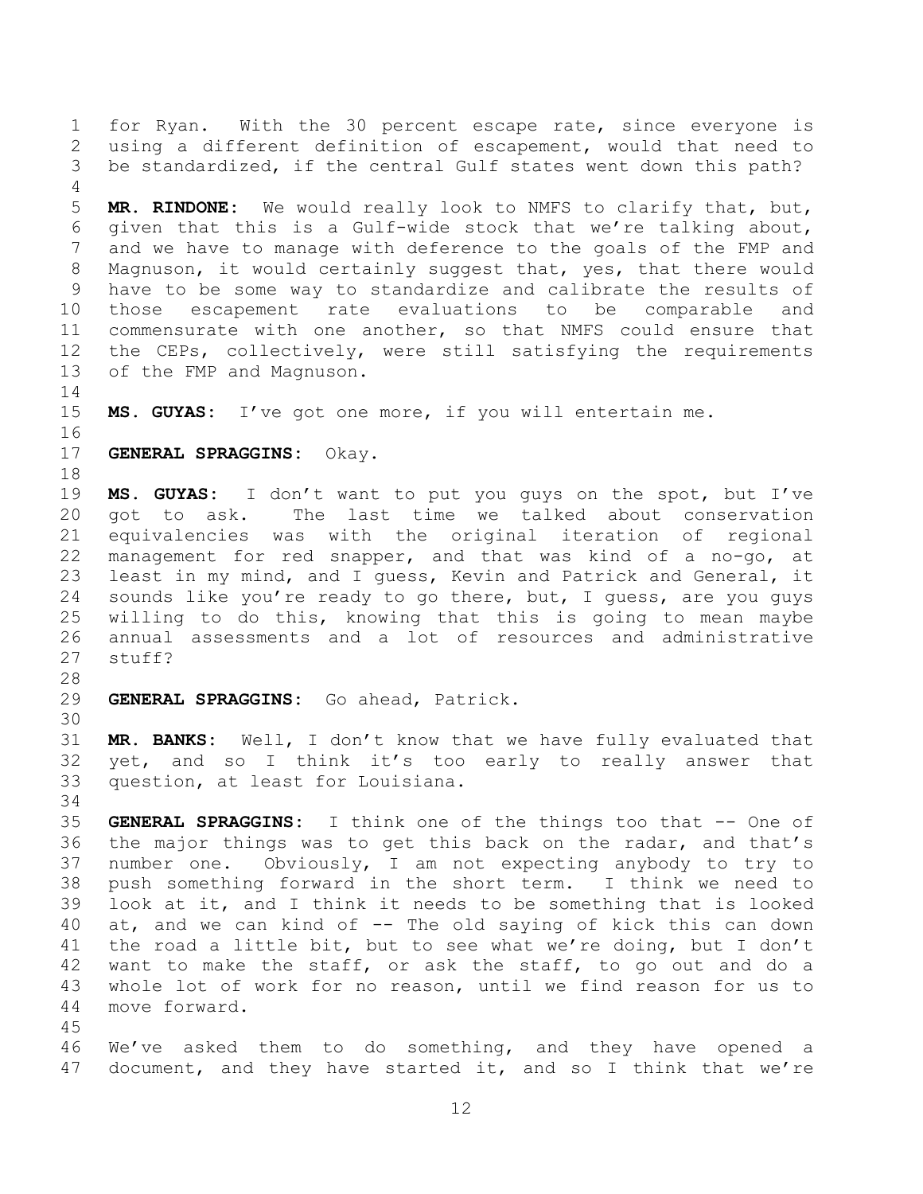for Ryan. With the 30 percent escape rate, since everyone is using a different definition of escapement, would that need to be standardized, if the central Gulf states went down this path?

**MR. RINDONE:** We would really look to NMFS to clarify that, but, given that this is a Gulf-wide stock that we're talking about, and we have to manage with deference to the goals of the FMP and Magnuson, it would certainly suggest that, yes, that there would have to be some way to standardize and calibrate the results of those escapement rate evaluations to be comparable and commensurate with one another, so that NMFS could ensure that the CEPs, collectively, were still satisfying the requirements of the FMP and Magnuson.

**MS. GUYAS:** I've got one more, if you will entertain me.

**GENERAL SPRAGGINS:** Okay.

**MS. GUYAS:** I don't want to put you guys on the spot, but I've got to ask. The last time we talked about conservation equivalencies was with the original iteration of regional management for red snapper, and that was kind of a no-go, at least in my mind, and I guess, Kevin and Patrick and General, it sounds like you're ready to go there, but, I guess, are you guys willing to do this, knowing that this is going to mean maybe annual assessments and a lot of resources and administrative stuff?

**GENERAL SPRAGGINS:** Go ahead, Patrick.

**MR. BANKS:** Well, I don't know that we have fully evaluated that yet, and so I think it's too early to really answer that question, at least for Louisiana.

**GENERAL SPRAGGINS:** I think one of the things too that -- One of the major things was to get this back on the radar, and that's number one. Obviously, I am not expecting anybody to try to push something forward in the short term. I think we need to look at it, and I think it needs to be something that is looked at, and we can kind of -- The old saying of kick this can down the road a little bit, but to see what we're doing, but I don't want to make the staff, or ask the staff, to go out and do a whole lot of work for no reason, until we find reason for us to move forward.

We've asked them to do something, and they have opened a document, and they have started it, and so I think that we're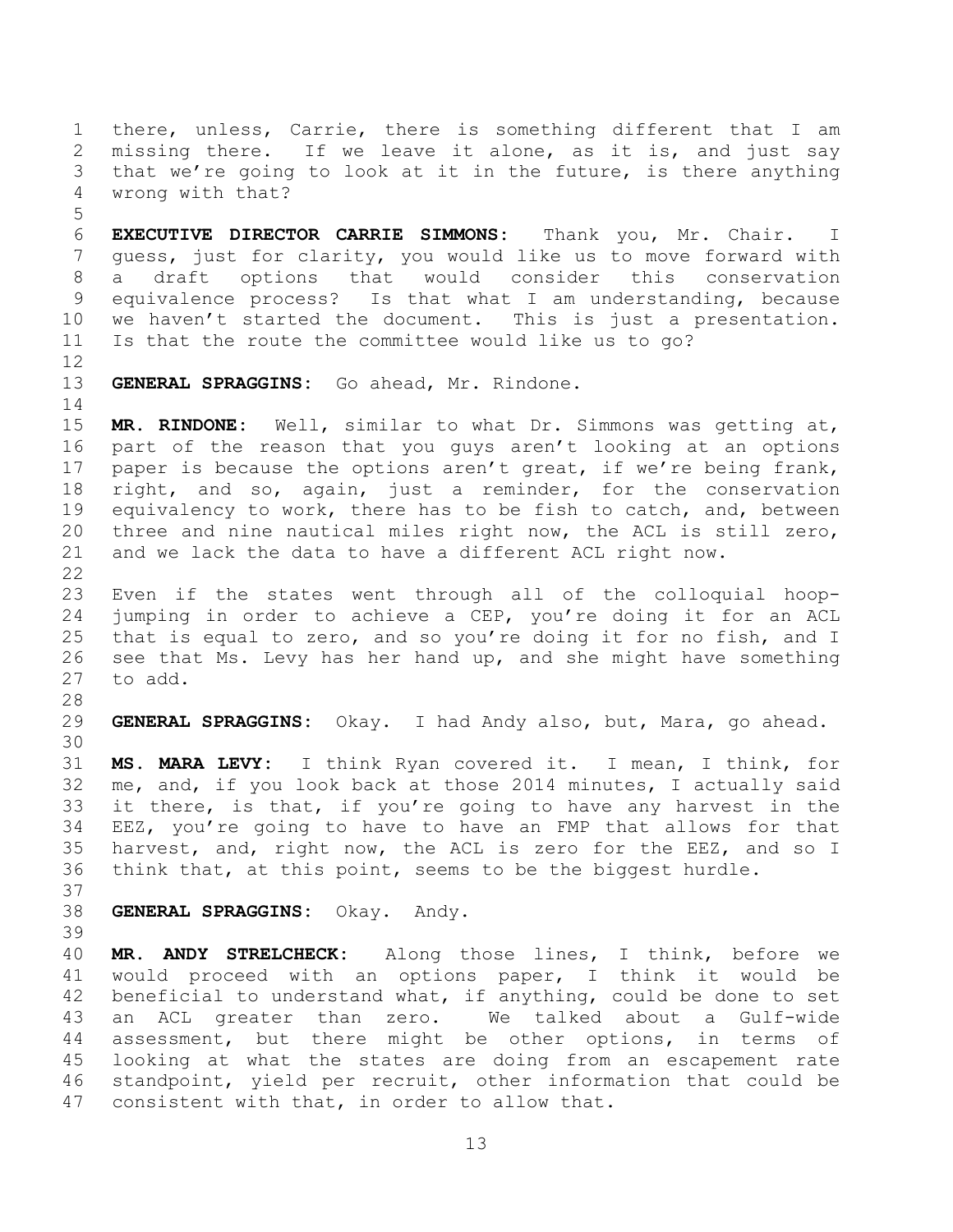there, unless, Carrie, there is something different that I am missing there. If we leave it alone, as it is, and just say that we're going to look at it in the future, is there anything wrong with that?

**EXECUTIVE DIRECTOR CARRIE SIMMONS:** Thank you, Mr. Chair. I guess, just for clarity, you would like us to move forward with a draft options that would consider this conservation equivalence process? Is that what I am understanding, because we haven't started the document. This is just a presentation. Is that the route the committee would like us to go?

**GENERAL SPRAGGINS:** Go ahead, Mr. Rindone.

**MR. RINDONE:** Well, similar to what Dr. Simmons was getting at, part of the reason that you guys aren't looking at an options paper is because the options aren't great, if we're being frank, right, and so, again, just a reminder, for the conservation equivalency to work, there has to be fish to catch, and, between three and nine nautical miles right now, the ACL is still zero, and we lack the data to have a different ACL right now.

Even if the states went through all of the colloquial hoop-jumping in order to achieve a CEP, you're doing it for an ACL that is equal to zero, and so you're doing it for no fish, and I see that Ms. Levy has her hand up, and she might have something to add.

**GENERAL SPRAGGINS:** Okay. I had Andy also, but, Mara, go ahead.

**MS. MARA LEVY:** I think Ryan covered it. I mean, I think, for me, and, if you look back at those 2014 minutes, I actually said it there, is that, if you're going to have any harvest in the EEZ, you're going to have to have an FMP that allows for that harvest, and, right now, the ACL is zero for the EEZ, and so I think that, at this point, seems to be the biggest hurdle.

**GENERAL SPRAGGINS:** Okay. Andy.

**MR. ANDY STRELCHECK:** Along those lines, I think, before we would proceed with an options paper, I think it would be beneficial to understand what, if anything, could be done to set an ACL greater than zero. We talked about a Gulf-wide assessment, but there might be other options, in terms of looking at what the states are doing from an escapement rate standpoint, yield per recruit, other information that could be consistent with that, in order to allow that.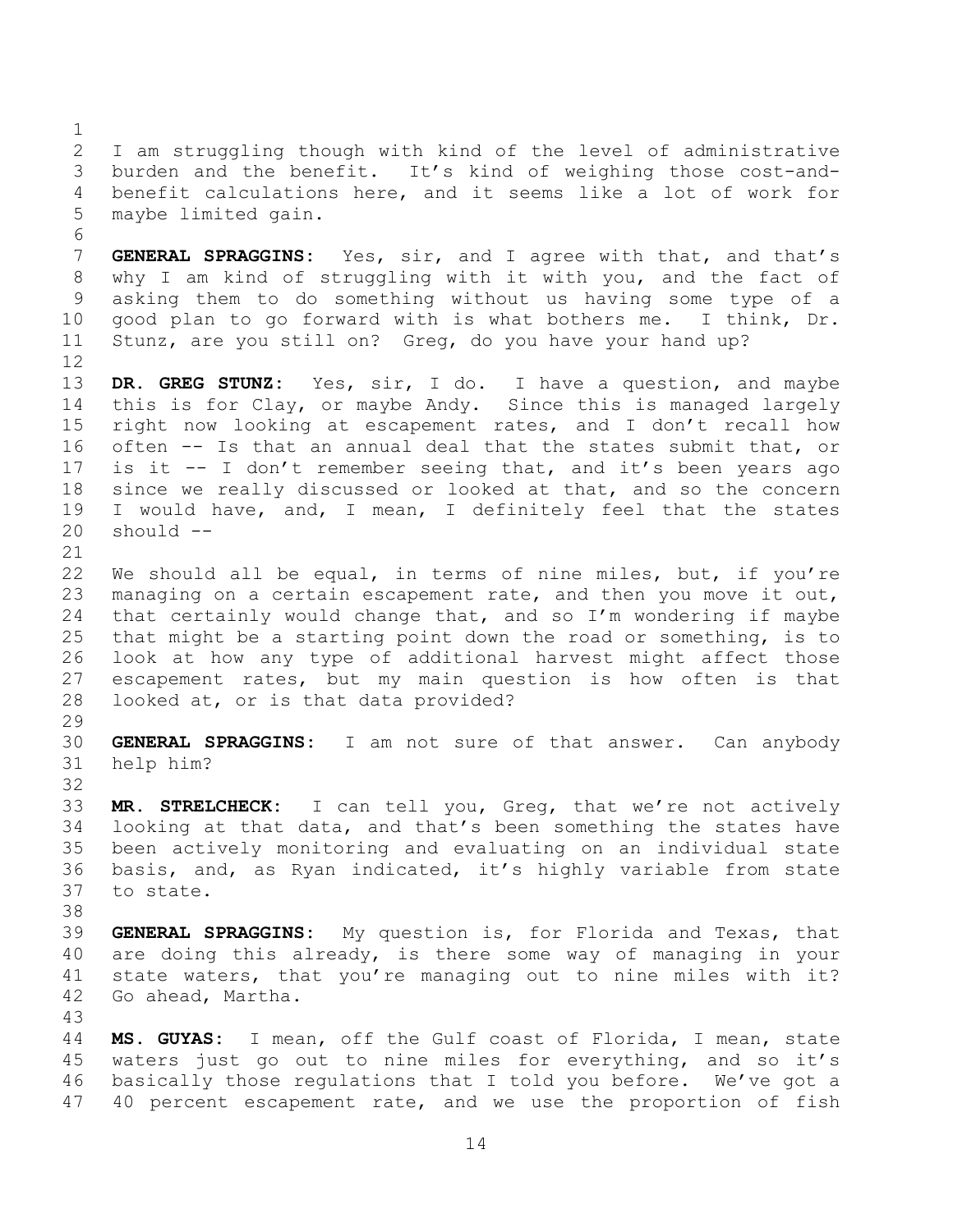I am struggling though with kind of the level of administrative burden and the benefit. It's kind of weighing those cost-and-benefit calculations here, and it seems like a lot of work for maybe limited gain.

**GENERAL SPRAGGINS:** Yes, sir, and I agree with that, and that's why I am kind of struggling with it with you, and the fact of asking them to do something without us having some type of a good plan to go forward with is what bothers me. I think, Dr. Stunz, are you still on? Greg, do you have your hand up?

**DR. GREG STUNZ:** Yes, sir, I do. I have a question, and maybe this is for Clay, or maybe Andy. Since this is managed largely right now looking at escapement rates, and I don't recall how often -- Is that an annual deal that the states submit that, or is it -- I don't remember seeing that, and it's been years ago since we really discussed or looked at that, and so the concern I would have, and, I mean, I definitely feel that the states should --

We should all be equal, in terms of nine miles, but, if you're managing on a certain escapement rate, and then you move it out, that certainly would change that, and so I'm wondering if maybe that might be a starting point down the road or something, is to look at how any type of additional harvest might affect those escapement rates, but my main question is how often is that looked at, or is that data provided?

**GENERAL SPRAGGINS:** I am not sure of that answer. Can anybody help him?

**MR. STRELCHECK:** I can tell you, Greg, that we're not actively looking at that data, and that's been something the states have been actively monitoring and evaluating on an individual state basis, and, as Ryan indicated, it's highly variable from state to state.

**GENERAL SPRAGGINS:** My question is, for Florida and Texas, that are doing this already, is there some way of managing in your state waters, that you're managing out to nine miles with it? Go ahead, Martha.

**MS. GUYAS:** I mean, off the Gulf coast of Florida, I mean, state waters just go out to nine miles for everything, and so it's basically those regulations that I told you before. We've got a 40 percent escapement rate, and we use the proportion of fish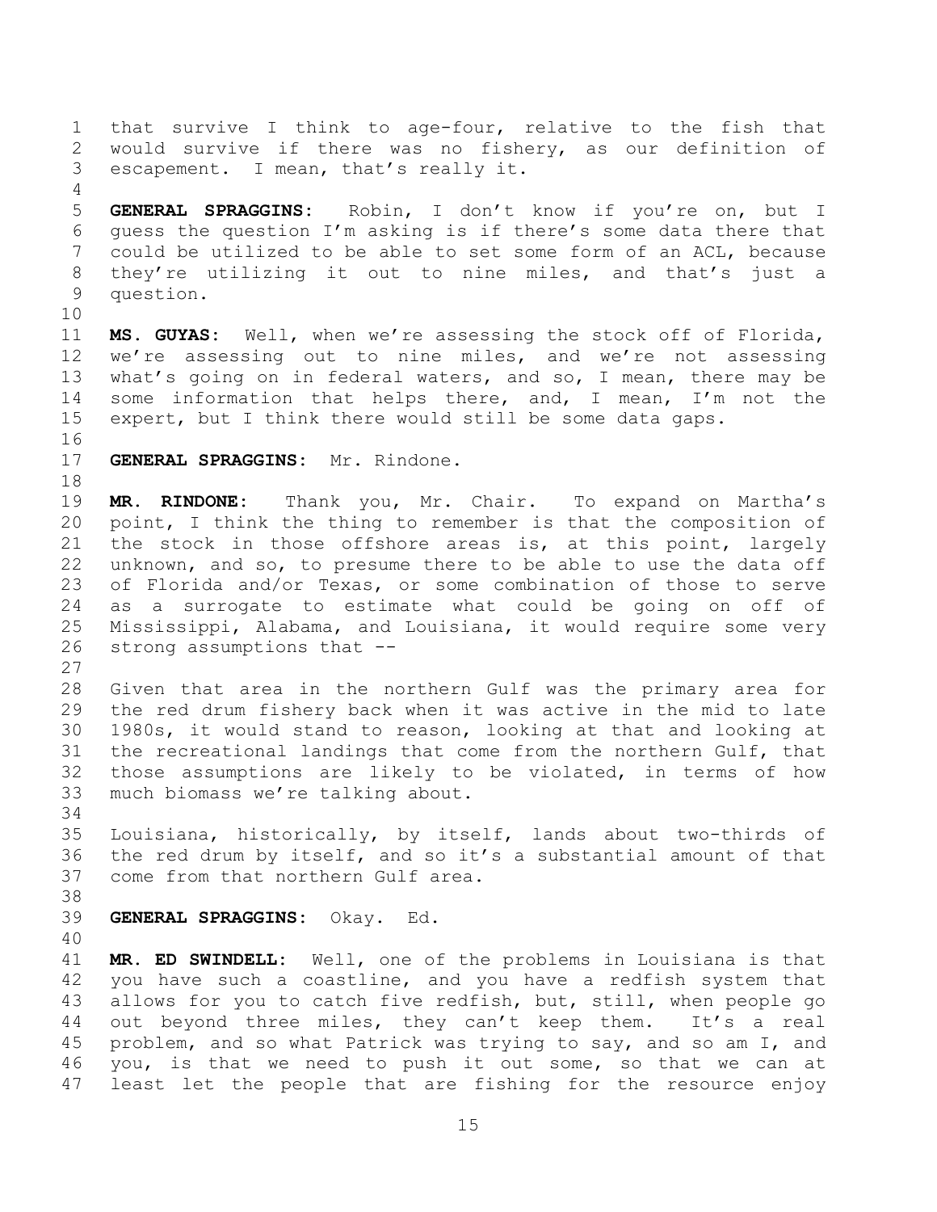that survive I think to age-four, relative to the fish that would survive if there was no fishery, as our definition of escapement. I mean, that's really it.

**GENERAL SPRAGGINS:** Robin, I don't know if you're on, but I guess the question I'm asking is if there's some data there that could be utilized to be able to set some form of an ACL, because they're utilizing it out to nine miles, and that's just a question.

**MS. GUYAS:** Well, when we're assessing the stock off of Florida, we're assessing out to nine miles, and we're not assessing what's going on in federal waters, and so, I mean, there may be some information that helps there, and, I mean, I'm not the expert, but I think there would still be some data gaps.

**GENERAL SPRAGGINS:** Mr. Rindone.

**MR. RINDONE:** Thank you, Mr. Chair. To expand on Martha's point, I think the thing to remember is that the composition of the stock in those offshore areas is, at this point, largely unknown, and so, to presume there to be able to use the data off of Florida and/or Texas, or some combination of those to serve as a surrogate to estimate what could be going on off of Mississippi, Alabama, and Louisiana, it would require some very strong assumptions that --

Given that area in the northern Gulf was the primary area for the red drum fishery back when it was active in the mid to late 1980s, it would stand to reason, looking at that and looking at the recreational landings that come from the northern Gulf, that those assumptions are likely to be violated, in terms of how much biomass we're talking about.

Louisiana, historically, by itself, lands about two-thirds of the red drum by itself, and so it's a substantial amount of that come from that northern Gulf area.

**GENERAL SPRAGGINS:** Okay. Ed.

**MR. ED SWINDELL:** Well, one of the problems in Louisiana is that you have such a coastline, and you have a redfish system that allows for you to catch five redfish, but, still, when people go out beyond three miles, they can't keep them. It's a real problem, and so what Patrick was trying to say, and so am I, and you, is that we need to push it out some, so that we can at least let the people that are fishing for the resource enjoy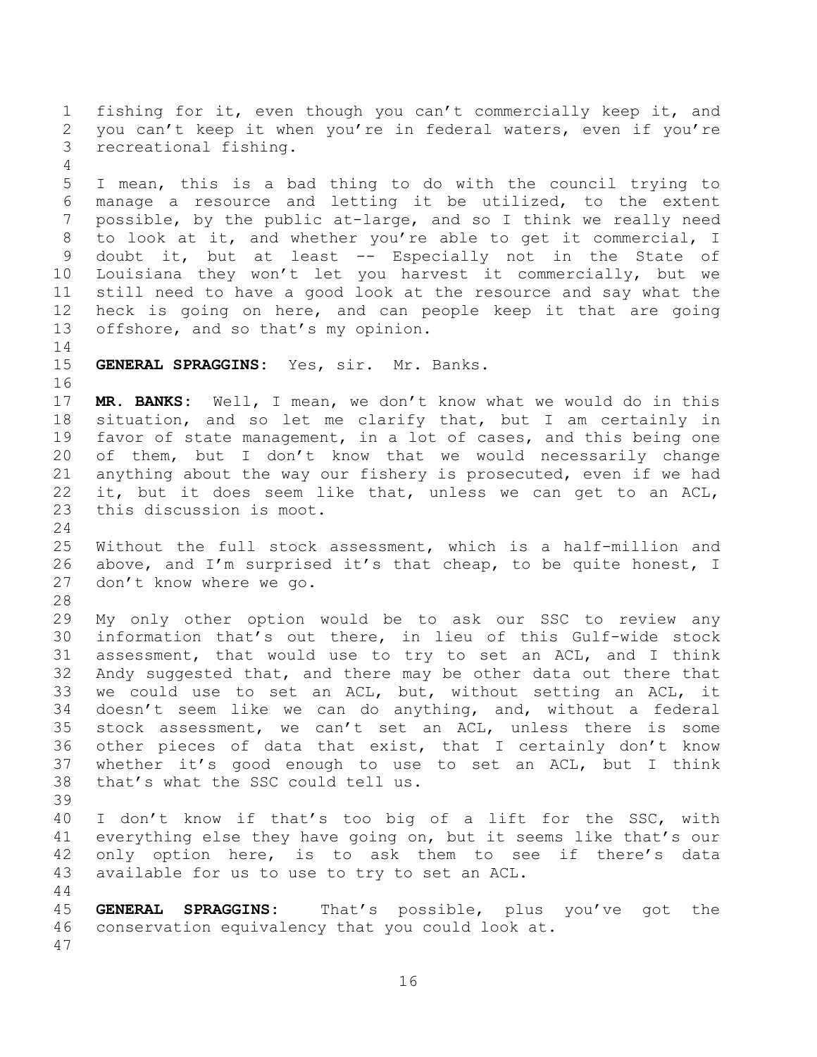fishing for it, even though you can't commercially keep it, and you can't keep it when you're in federal waters, even if you're recreational fishing.

I mean, this is a bad thing to do with the council trying to manage a resource and letting it be utilized, to the extent possible, by the public at-large, and so I think we really need to look at it, and whether you're able to get it commercial, I doubt it, but at least -- Especially not in the State of Louisiana they won't let you harvest it commercially, but we still need to have a good look at the resource and say what the heck is going on here, and can people keep it that are going offshore, and so that's my opinion.

**GENERAL SPRAGGINS:** Yes, sir. Mr. Banks.

**MR. BANKS:** Well, I mean, we don't know what we would do in this situation, and so let me clarify that, but I am certainly in favor of state management, in a lot of cases, and this being one of them, but I don't know that we would necessarily change anything about the way our fishery is prosecuted, even if we had it, but it does seem like that, unless we can get to an ACL, this discussion is moot.

Without the full stock assessment, which is a half-million and above, and I'm surprised it's that cheap, to be quite honest, I don't know where we go.

My only other option would be to ask our SSC to review any information that's out there, in lieu of this Gulf-wide stock assessment, that would use to try to set an ACL, and I think Andy suggested that, and there may be other data out there that we could use to set an ACL, but, without setting an ACL, it doesn't seem like we can do anything, and, without a federal stock assessment, we can't set an ACL, unless there is some other pieces of data that exist, that I certainly don't know whether it's good enough to use to set an ACL, but I think that's what the SSC could tell us.

I don't know if that's too big of a lift for the SSC, with everything else they have going on, but it seems like that's our only option here, is to ask them to see if there's data available for us to use to try to set an ACL.

**GENERAL SPRAGGINS:** That's possible, plus you've got the conservation equivalency that you could look at.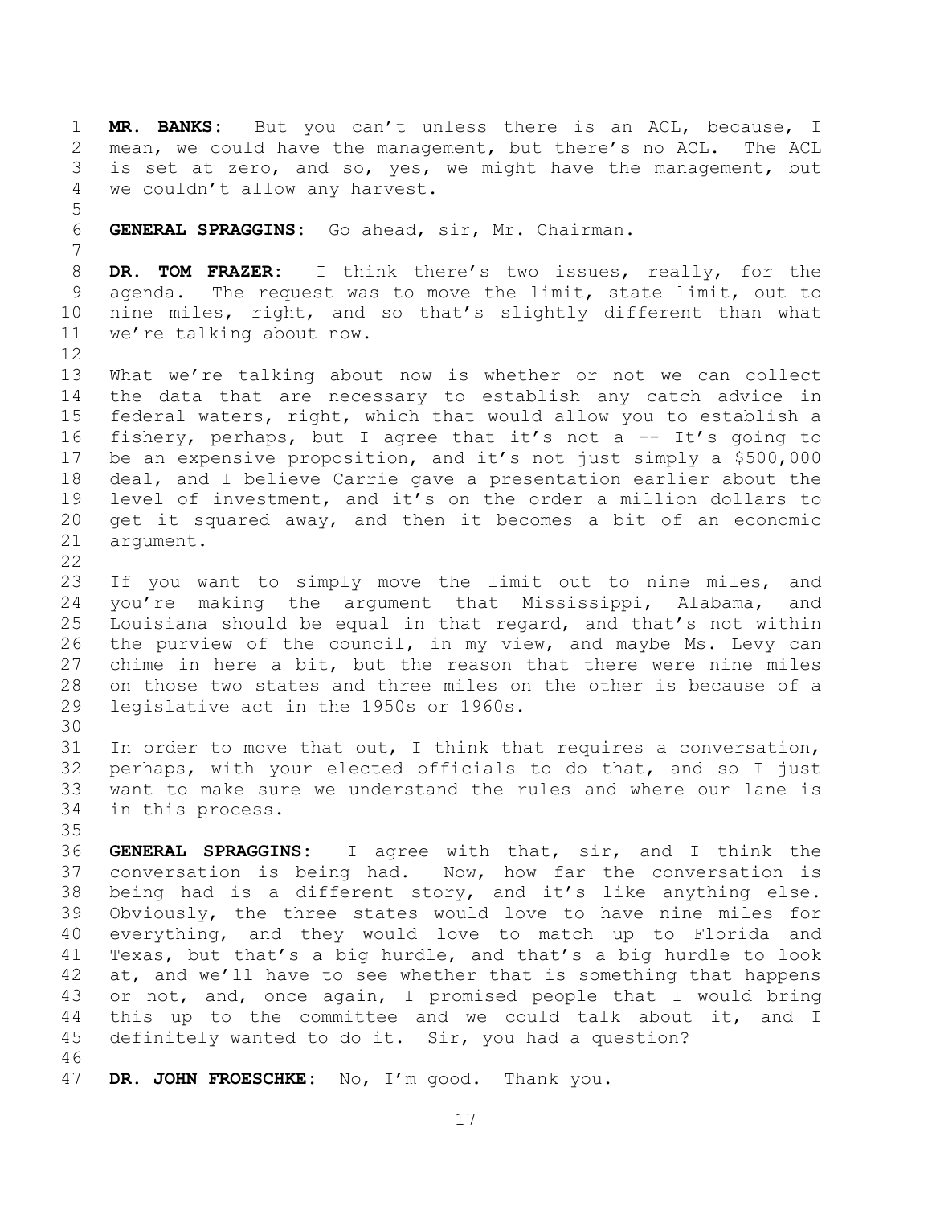**MR. BANKS:** But you can't unless there is an ACL, because, I mean, we could have the management, but there's no ACL. The ACL is set at zero, and so, yes, we might have the management, but we couldn't allow any harvest.

**GENERAL SPRAGGINS:** Go ahead, sir, Mr. Chairman.

**DR. TOM FRAZER:** I think there's two issues, really, for the agenda. The request was to move the limit, state limit, out to nine miles, right, and so that's slightly different than what we're talking about now.

What we're talking about now is whether or not we can collect the data that are necessary to establish any catch advice in federal waters, right, which that would allow you to establish a fishery, perhaps, but I agree that it's not a -- It's going to be an expensive proposition, and it's not just simply a $500,000 deal, and I believe Carrie gave a presentation earlier about the level of investment, and it's on the order a million dollars to get it squared away, and then it becomes a bit of an economic argument.

If you want to simply move the limit out to nine miles, and you're making the argument that Mississippi, Alabama, and Louisiana should be equal in that regard, and that's not within the purview of the council, in my view, and maybe Ms. Levy can chime in here a bit, but the reason that there were nine miles on those two states and three miles on the other is because of a legislative act in the 1950s or 1960s.

In order to move that out, I think that requires a conversation, perhaps, with your elected officials to do that, and so I just want to make sure we understand the rules and where our lane is in this process.

**GENERAL SPRAGGINS:** I agree with that, sir, and I think the conversation is being had. Now, how far the conversation is being had is a different story, and it's like anything else. Obviously, the three states would love to have nine miles for everything, and they would love to match up to Florida and Texas, but that's a big hurdle, and that's a big hurdle to look at, and we'll have to see whether that is something that happens or not, and, once again, I promised people that I would bring this up to the committee and we could talk about it, and I definitely wanted to do it. Sir, you had a question?

**DR. JOHN FROESCHKE:** No, I'm good. Thank you.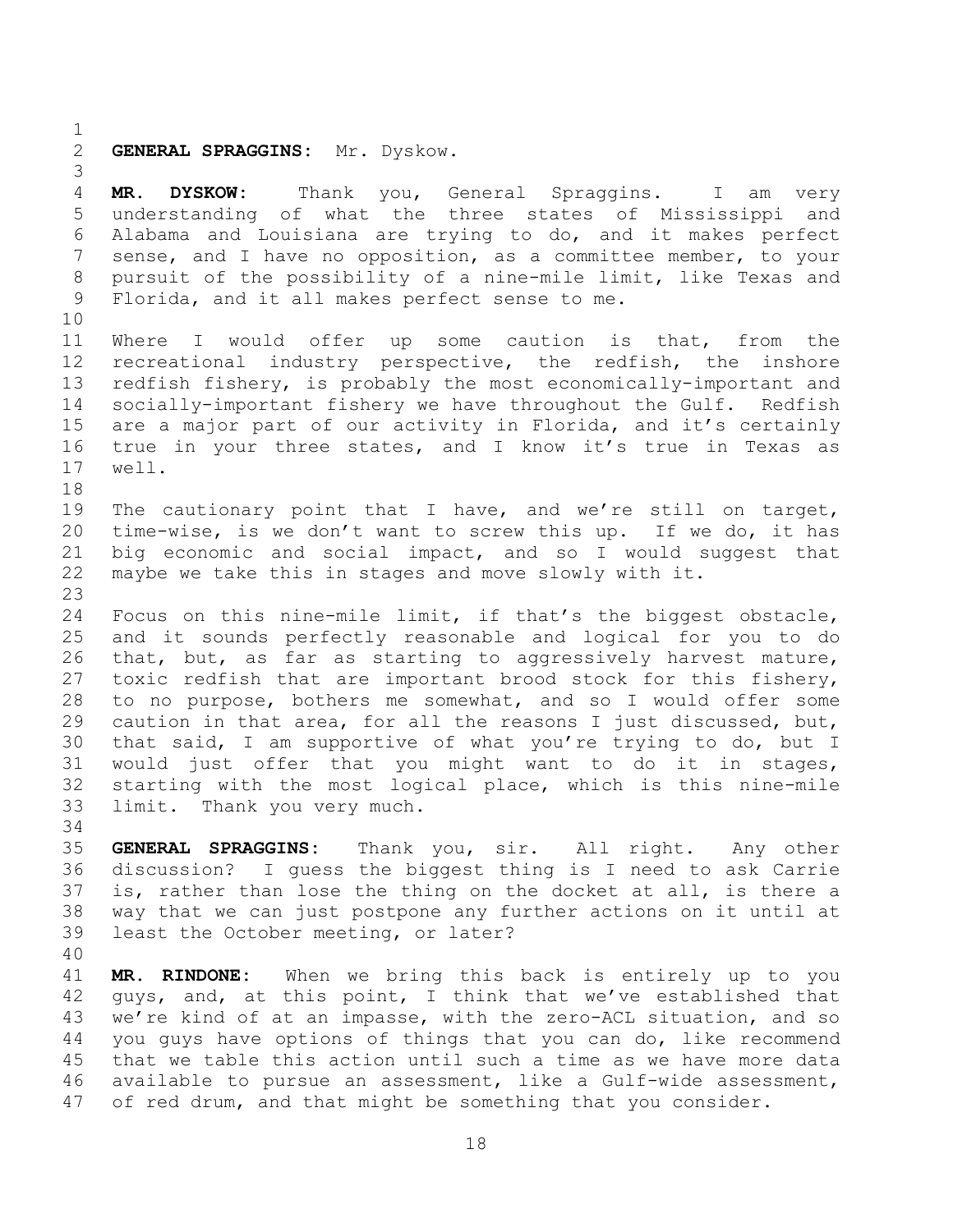**GENERAL SPRAGGINS:** Mr. Dyskow.

**MR. DYSKOW:** Thank you, General Spraggins. I am very understanding of what the three states of Mississippi and Alabama and Louisiana are trying to do, and it makes perfect sense, and I have no opposition, as a committee member, to your pursuit of the possibility of a nine-mile limit, like Texas and Florida, and it all makes perfect sense to me.

Where I would offer up some caution is that, from the recreational industry perspective, the redfish, the inshore redfish fishery, is probably the most economically-important and socially-important fishery we have throughout the Gulf. Redfish are a major part of our activity in Florida, and it's certainly true in your three states, and I know it's true in Texas as well.

The cautionary point that I have, and we're still on target, time-wise, is we don't want to screw this up. If we do, it has big economic and social impact, and so I would suggest that maybe we take this in stages and move slowly with it.

Focus on this nine-mile limit, if that's the biggest obstacle, and it sounds perfectly reasonable and logical for you to do that, but, as far as starting to aggressively harvest mature, toxic redfish that are important brood stock for this fishery, to no purpose, bothers me somewhat, and so I would offer some caution in that area, for all the reasons I just discussed, but, that said, I am supportive of what you're trying to do, but I would just offer that you might want to do it in stages, starting with the most logical place, which is this nine-mile limit. Thank you very much.

**GENERAL SPRAGGINS:** Thank you, sir. All right. Any other discussion? I guess the biggest thing is I need to ask Carrie is, rather than lose the thing on the docket at all, is there a way that we can just postpone any further actions on it until at least the October meeting, or later?

**MR. RINDONE:** When we bring this back is entirely up to you guys, and, at this point, I think that we've established that we're kind of at an impasse, with the zero-ACL situation, and so you guys have options of things that you can do, like recommend that we table this action until such a time as we have more data available to pursue an assessment, like a Gulf-wide assessment, of red drum, and that might be something that you consider.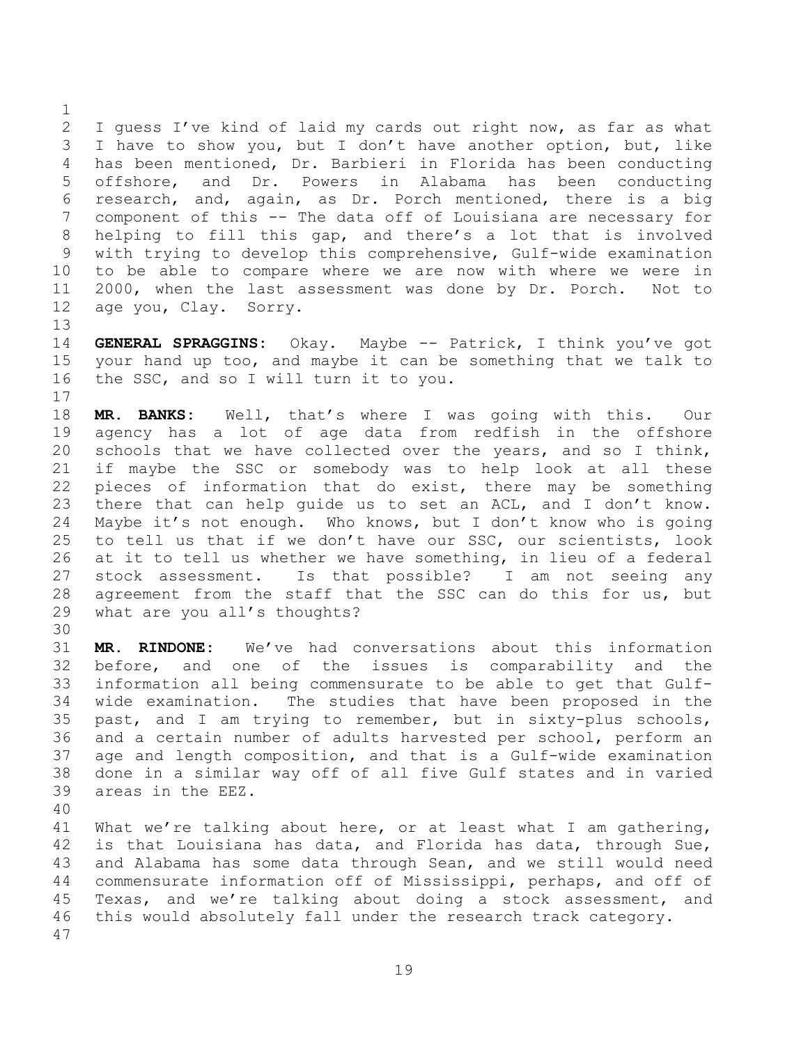I guess I've kind of laid my cards out right now, as far as what I have to show you, but I don't have another option, but, like has been mentioned, Dr. Barbieri in Florida has been conducting offshore, and Dr. Powers in Alabama has been conducting research, and, again, as Dr. Porch mentioned, there is a big component of this -- The data off of Louisiana are necessary for helping to fill this gap, and there's a lot that is involved with trying to develop this comprehensive, Gulf-wide examination to be able to compare where we are now with where we were in 2000, when the last assessment was done by Dr. Porch. Not to age you, Clay. Sorry.

**GENERAL SPRAGGINS:** Okay. Maybe -- Patrick, I think you've got your hand up too, and maybe it can be something that we talk to the SSC, and so I will turn it to you.

**MR. BANKS:** Well, that's where I was going with this. Our agency has a lot of age data from redfish in the offshore schools that we have collected over the years, and so I think, if maybe the SSC or somebody was to help look at all these pieces of information that do exist, there may be something there that can help guide us to set an ACL, and I don't know. Maybe it's not enough. Who knows, but I don't know who is going to tell us that if we don't have our SSC, our scientists, look at it to tell us whether we have something, in lieu of a federal stock assessment. Is that possible? I am not seeing any agreement from the staff that the SSC can do this for us, but what are you all's thoughts?

**MR. RINDONE:** We've had conversations about this information before, and one of the issues is comparability and the information all being commensurate to be able to get that Gulf-wide examination. The studies that have been proposed in the past, and I am trying to remember, but in sixty-plus schools, and a certain number of adults harvested per school, perform an age and length composition, and that is a Gulf-wide examination done in a similar way off of all five Gulf states and in varied areas in the EEZ.

What we're talking about here, or at least what I am gathering, is that Louisiana has data, and Florida has data, through Sue, and Alabama has some data through Sean, and we still would need commensurate information off of Mississippi, perhaps, and off of Texas, and we're talking about doing a stock assessment, and this would absolutely fall under the research track category.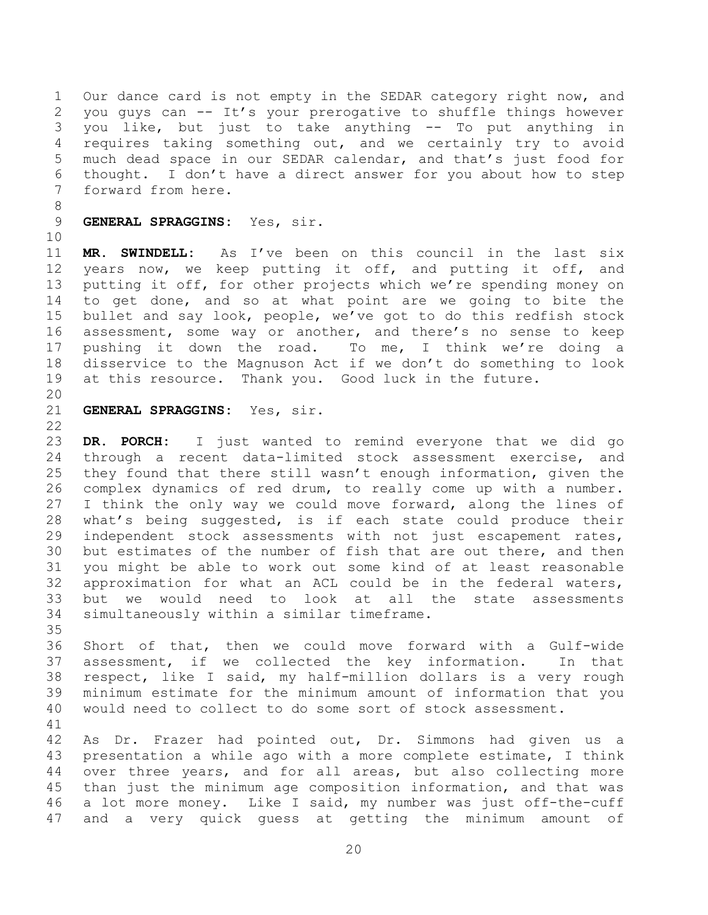Our dance card is not empty in the SEDAR category right now, and you guys can -- It's your prerogative to shuffle things however you like, but just to take anything -- To put anything in requires taking something out, and we certainly try to avoid much dead space in our SEDAR calendar, and that's just food for thought. I don't have a direct answer for you about how to step forward from here.

**GENERAL SPRAGGINS:** Yes, sir.

**MR. SWINDELL:** As I've been on this council in the last six years now, we keep putting it off, and putting it off, and putting it off, for other projects which we're spending money on to get done, and so at what point are we going to bite the bullet and say look, people, we've got to do this redfish stock assessment, some way or another, and there's no sense to keep pushing it down the road. To me, I think we're doing a disservice to the Magnuson Act if we don't do something to look at this resource. Thank you. Good luck in the future.

**GENERAL SPRAGGINS:** Yes, sir.

**DR. PORCH:** I just wanted to remind everyone that we did go through a recent data-limited stock assessment exercise, and they found that there still wasn't enough information, given the complex dynamics of red drum, to really come up with a number. I think the only way we could move forward, along the lines of what's being suggested, is if each state could produce their independent stock assessments with not just escapement rates, but estimates of the number of fish that are out there, and then you might be able to work out some kind of at least reasonable approximation for what an ACL could be in the federal waters, but we would need to look at all the state assessments simultaneously within a similar timeframe.

Short of that, then we could move forward with a Gulf-wide assessment, if we collected the key information. In that respect, like I said, my half-million dollars is a very rough minimum estimate for the minimum amount of information that you would need to collect to do some sort of stock assessment.

As Dr. Frazer had pointed out, Dr. Simmons had given us a presentation a while ago with a more complete estimate, I think over three years, and for all areas, but also collecting more than just the minimum age composition information, and that was a lot more money. Like I said, my number was just off-the-cuff and a very quick guess at getting the minimum amount of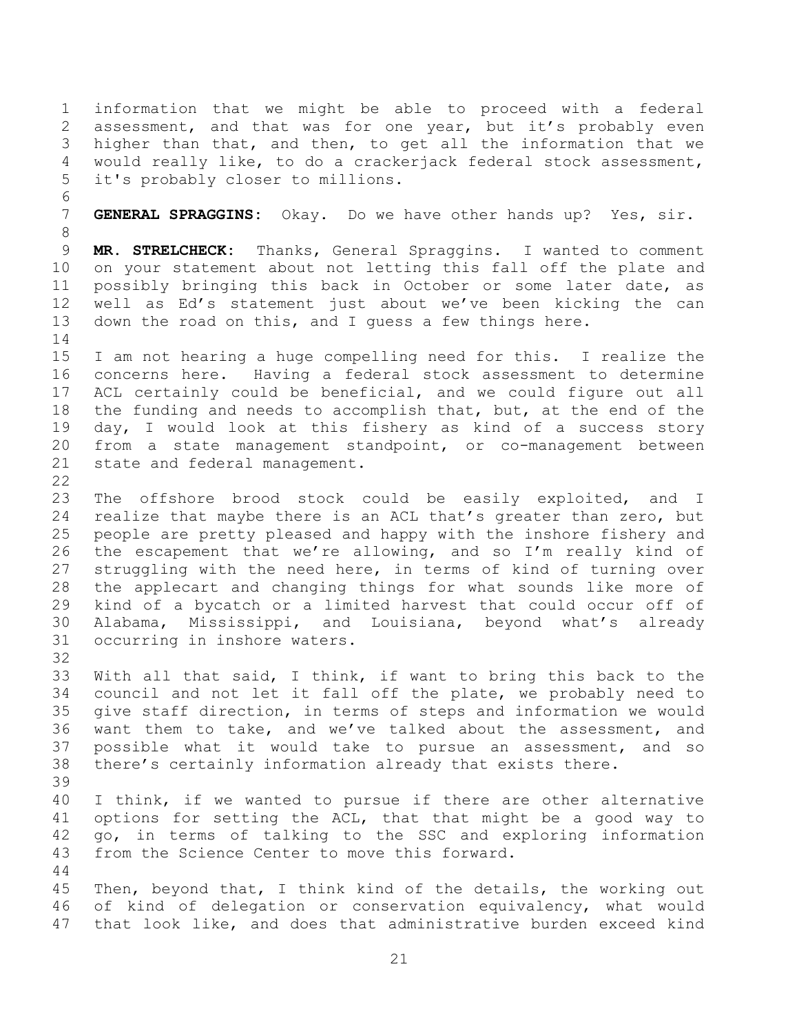information that we might be able to proceed with a federal assessment, and that was for one year, but it's probably even higher than that, and then, to get all the information that we would really like, to do a crackerjack federal stock assessment, it's probably closer to millions.

**GENERAL SPRAGGINS:** Okay. Do we have other hands up? Yes, sir.

**MR. STRELCHECK:** Thanks, General Spraggins. I wanted to comment on your statement about not letting this fall off the plate and possibly bringing this back in October or some later date, as well as Ed's statement just about we've been kicking the can down the road on this, and I guess a few things here.

I am not hearing a huge compelling need for this. I realize the concerns here. Having a federal stock assessment to determine ACL certainly could be beneficial, and we could figure out all the funding and needs to accomplish that, but, at the end of the day, I would look at this fishery as kind of a success story from a state management standpoint, or co-management between state and federal management.

The offshore brood stock could be easily exploited, and I realize that maybe there is an ACL that's greater than zero, but people are pretty pleased and happy with the inshore fishery and the escapement that we're allowing, and so I'm really kind of struggling with the need here, in terms of kind of turning over the applecart and changing things for what sounds like more of kind of a bycatch or a limited harvest that could occur off of Alabama, Mississippi, and Louisiana, beyond what's already occurring in inshore waters.

With all that said, I think, if want to bring this back to the council and not let it fall off the plate, we probably need to give staff direction, in terms of steps and information we would want them to take, and we've talked about the assessment, and possible what it would take to pursue an assessment, and so there's certainly information already that exists there.

I think, if we wanted to pursue if there are other alternative options for setting the ACL, that that might be a good way to go, in terms of talking to the SSC and exploring information from the Science Center to move this forward.

Then, beyond that, I think kind of the details, the working out of kind of delegation or conservation equivalency, what would that look like, and does that administrative burden exceed kind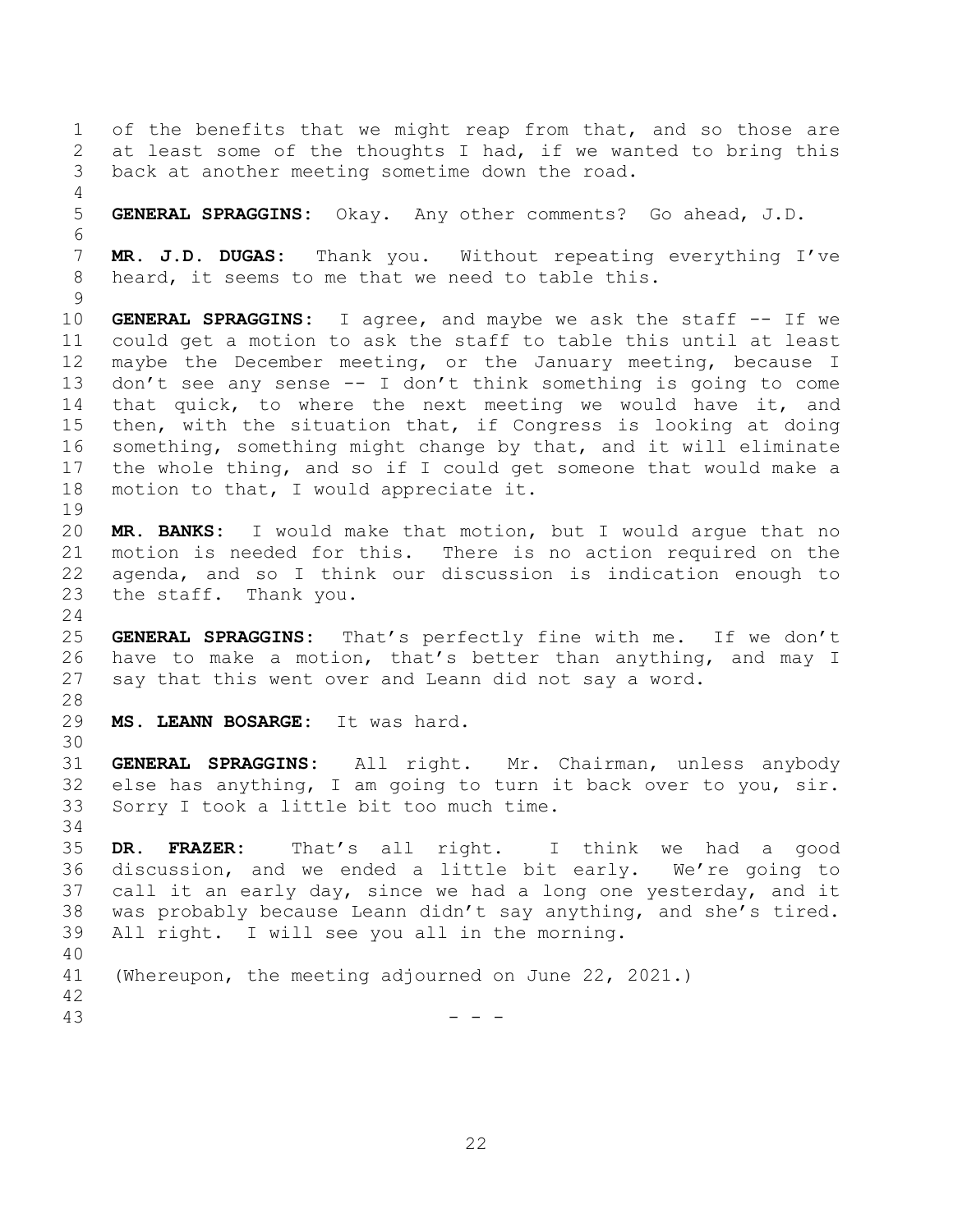of the benefits that we might reap from that, and so those are at least some of the thoughts I had, if we wanted to bring this back at another meeting sometime down the road.

**GENERAL SPRAGGINS:** Okay. Any other comments? Go ahead, J.D.

**MR. J.D. DUGAS:** Thank you. Without repeating everything I've heard, it seems to me that we need to table this.

**GENERAL SPRAGGINS:** I agree, and maybe we ask the staff -- If we could get a motion to ask the staff to table this until at least maybe the December meeting, or the January meeting, because I don't see any sense -- I don't think something is going to come that quick, to where the next meeting we would have it, and then, with the situation that, if Congress is looking at doing something, something might change by that, and it will eliminate the whole thing, and so if I could get someone that would make a motion to that, I would appreciate it.

**MR. BANKS:** I would make that motion, but I would argue that no motion is needed for this. There is no action required on the agenda, and so I think our discussion is indication enough to the staff. Thank you.

**GENERAL SPRAGGINS:** That's perfectly fine with me. If we don't have to make a motion, that's better than anything, and may I say that this went over and Leann did not say a word.

**MS. LEANN BOSARGE:** It was hard.

**GENERAL SPRAGGINS:** All right. Mr. Chairman, unless anybody else has anything, I am going to turn it back over to you, sir. Sorry I took a little bit too much time.

**DR. FRAZER:** That's all right. I think we had a good discussion, and we ended a little bit early. We're going to call it an early day, since we had a long one yesterday, and it was probably because Leann didn't say anything, and she's tired. All right. I will see you all in the morning.

(Whereupon, the meeting adjourned on June 22, 2021.)

\- - -